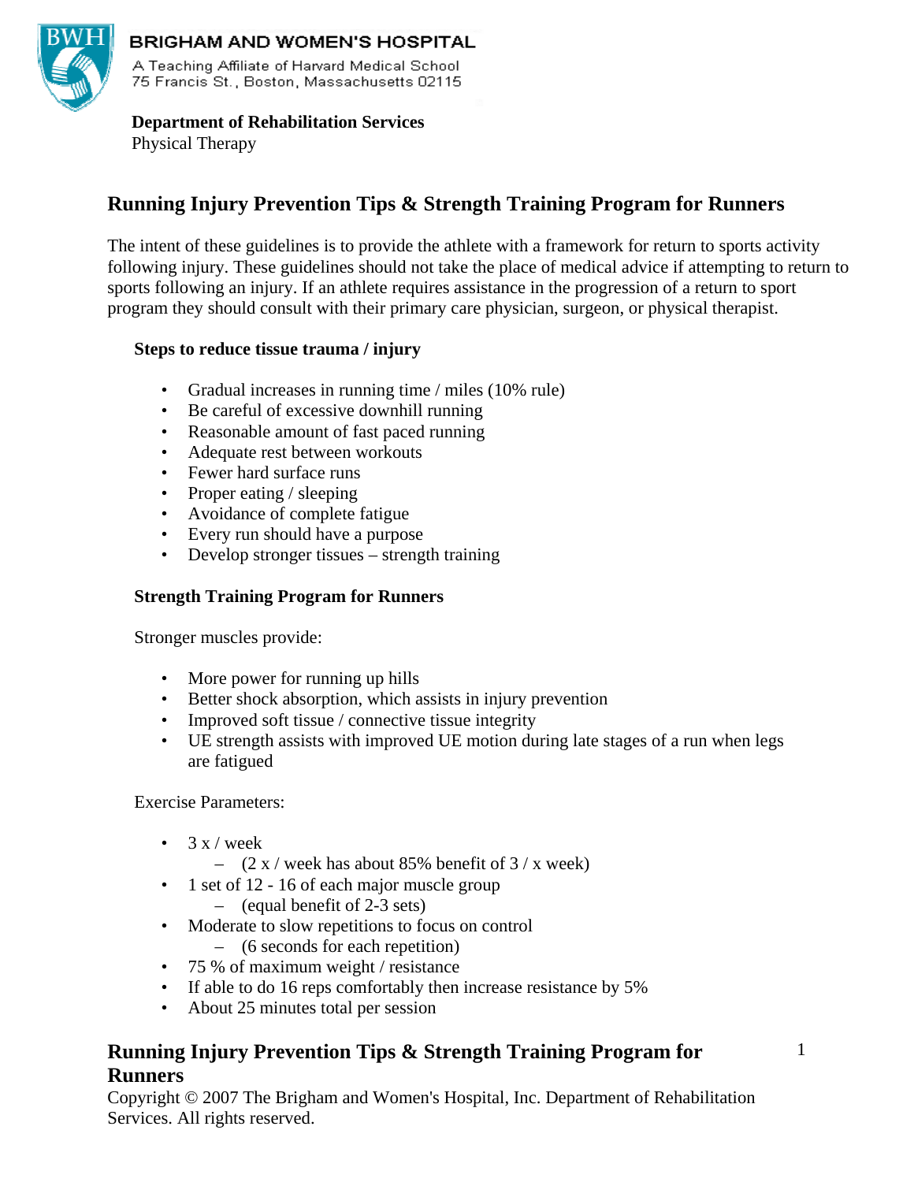**BRIGHAM AND WOMEN'S HOSPITAL**

A Teaching Affiliate of Harvard Medical School
75 Francis St., Boston, Massachusetts 02115

**Department of Rehabilitation Services**
Physical Therapy

# Running Injury Prevention Tips & Strength Training Program for Runners

The intent of these guidelines is to provide the athlete with a framework for return to sports activity following injury. These guidelines should not take the place of medical advice if attempting to return to sports following an injury. If an athlete requires assistance in the progression of a return to sport program they should consult with their primary care physician, surgeon, or physical therapist.

### Steps to reduce tissue trauma / injury

- Gradual increases in running time / miles (10% rule)
- Be careful of excessive downhill running
- Reasonable amount of fast paced running
- Adequate rest between workouts
- Fewer hard surface runs
- Proper eating / sleeping
- Avoidance of complete fatigue
- Every run should have a purpose
- Develop stronger tissues – strength training

### Strength Training Program for Runners

Stronger muscles provide:

- More power for running up hills
- Better shock absorption, which assists in injury prevention
- Improved soft tissue / connective tissue integrity
- UE strength assists with improved UE motion during late stages of a run when legs are fatigued

Exercise Parameters:

- 3 x / week
  - (2 x / week has about 85% benefit of 3 / x week)
- 1 set of 12 - 16 of each major muscle group
  - (equal benefit of 2-3 sets)
- Moderate to slow repetitions to focus on control
  - (6 seconds for each repetition)
- 75 % of maximum weight / resistance
- If able to do 16 reps comfortably then increase resistance by 5%
- About 25 minutes total per session

Copyright © 2007 The Brigham and Women's Hospital, Inc. Department of Rehabilitation Services. All rights reserved.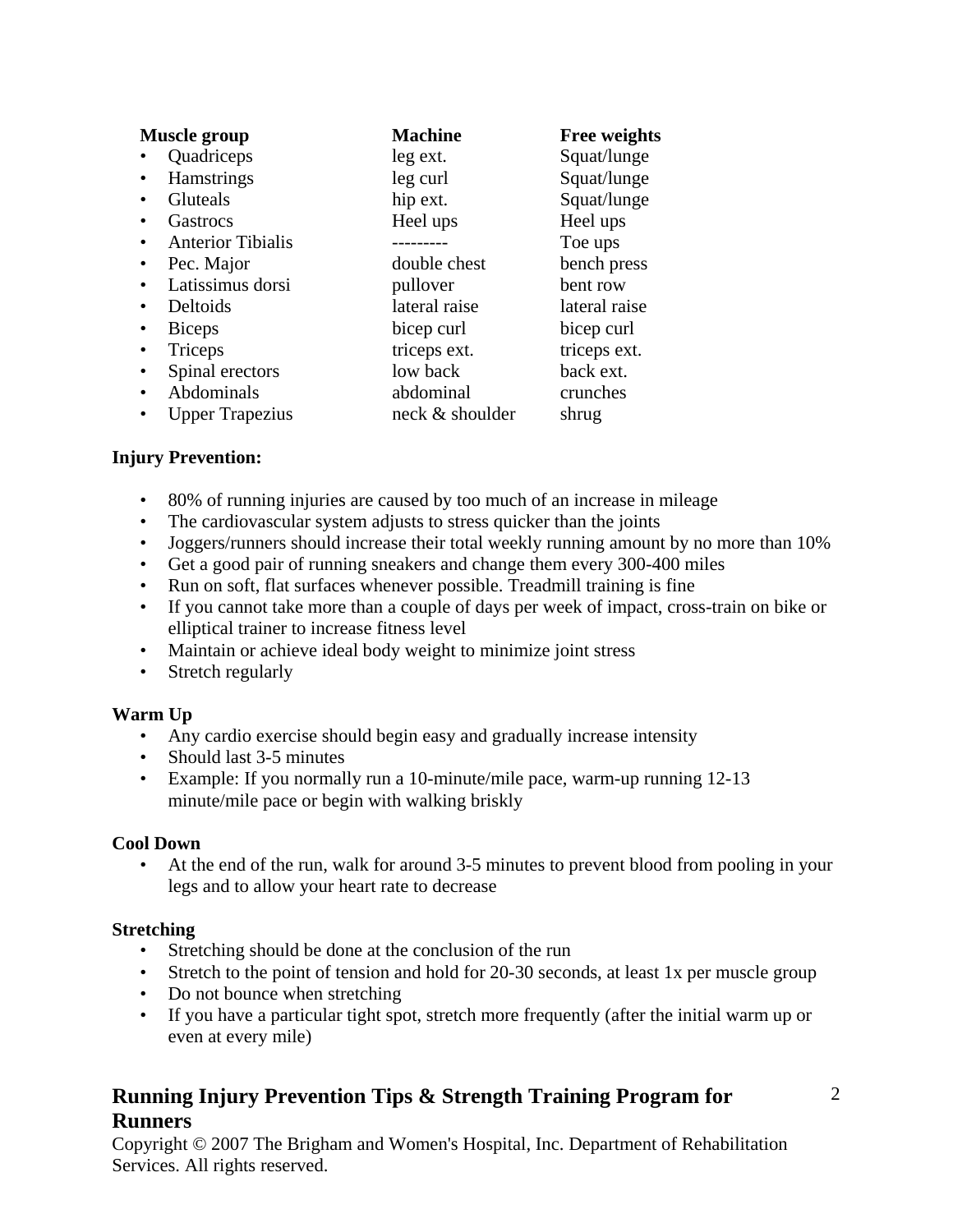| Muscle group | Machine | Free weights |
|---|---|---|
| • Quadriceps | leg ext. | Squat/lunge |
| • Hamstrings | leg curl | Squat/lunge |
| • Gluteals | hip ext. | Squat/lunge |
| • Gastrocs | Heel ups | Heel ups |
| • Anterior Tibialis | --------- | Toe ups |
| • Pec. Major | double chest | bench press |
| • Latissimus dorsi | pullover | bent row |
| • Deltoids | lateral raise | lateral raise |
| • Biceps | bicep curl | bicep curl |
| • Triceps | triceps ext. | triceps ext. |
| • Spinal erectors | low back | back ext. |
| • Abdominals | abdominal | crunches |
| • Upper Trapezius | neck & shoulder | shrug |

**Injury Prevention:**

- 80% of running injuries are caused by too much of an increase in mileage
- The cardiovascular system adjusts to stress quicker than the joints
- Joggers/runners should increase their total weekly running amount by no more than 10%
- Get a good pair of running sneakers and change them every 300-400 miles
- Run on soft, flat surfaces whenever possible. Treadmill training is fine
- If you cannot take more than a couple of days per week of impact, cross-train on bike or elliptical trainer to increase fitness level
- Maintain or achieve ideal body weight to minimize joint stress
- Stretch regularly

**Warm Up**

- Any cardio exercise should begin easy and gradually increase intensity
- Should last 3-5 minutes
- Example: If you normally run a 10-minute/mile pace, warm-up running 12-13 minute/mile pace or begin with walking briskly

**Cool Down**

- At the end of the run, walk for around 3-5 minutes to prevent blood from pooling in your legs and to allow your heart rate to decrease

**Stretching**

- Stretching should be done at the conclusion of the run
- Stretch to the point of tension and hold for 20-30 seconds, at least 1x per muscle group
- Do not bounce when stretching
- If you have a particular tight spot, stretch more frequently (after the initial warm up or even at every mile)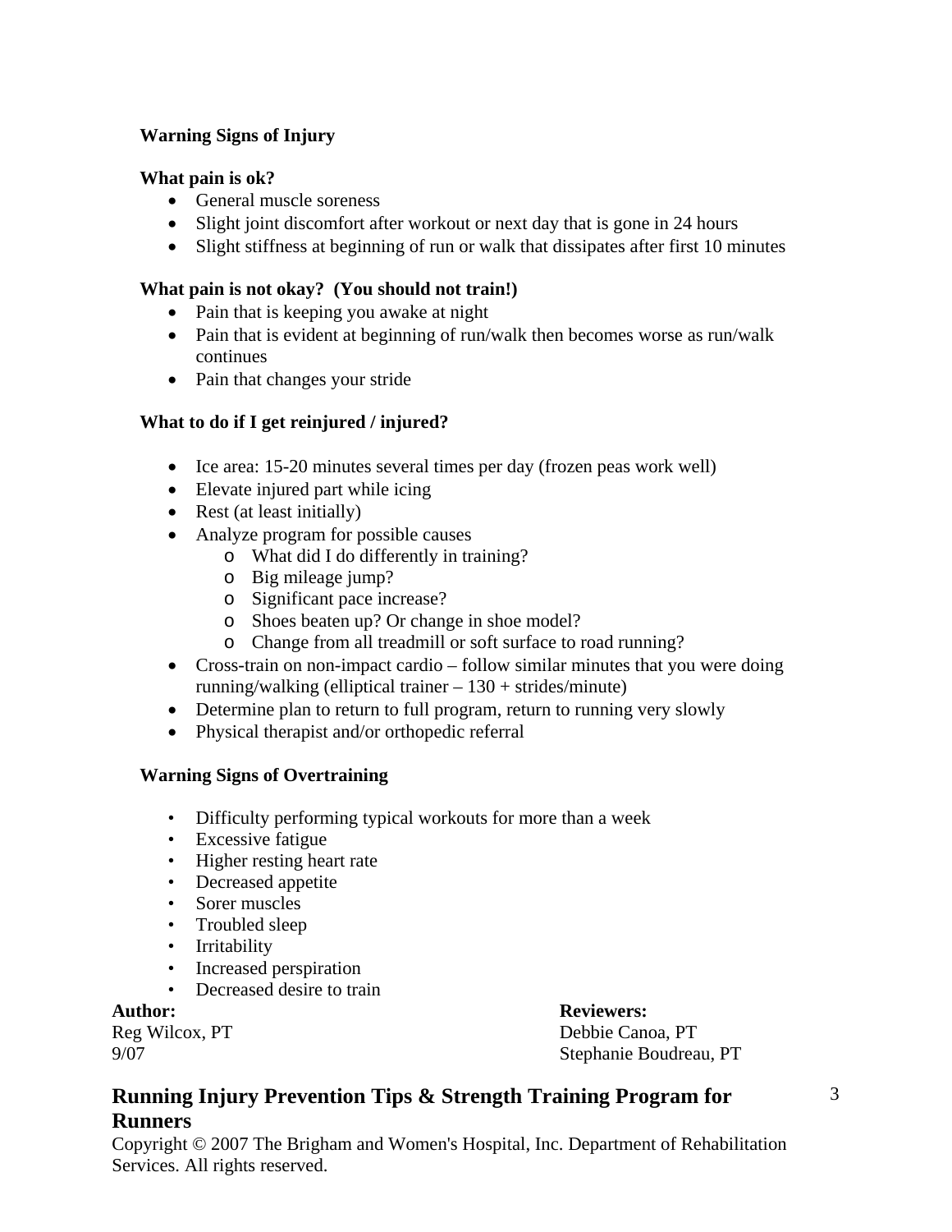**Warning Signs of Injury**

**What pain is ok?**

- General muscle soreness
- Slight joint discomfort after workout or next day that is gone in 24 hours
- Slight stiffness at beginning of run or walk that dissipates after first 10 minutes

**What pain is not okay? (You should not train!)**

- Pain that is keeping you awake at night
- Pain that is evident at beginning of run/walk then becomes worse as run/walk continues
- Pain that changes your stride

**What to do if I get reinjured / injured?**

- Ice area: 15-20 minutes several times per day (frozen peas work well)
- Elevate injured part while icing
- Rest (at least initially)
- Analyze program for possible causes
  - What did I do differently in training?
  - Big mileage jump?
  - Significant pace increase?
  - Shoes beaten up? Or change in shoe model?
  - Change from all treadmill or soft surface to road running?
- Cross-train on non-impact cardio – follow similar minutes that you were doing running/walking (elliptical trainer – 130 + strides/minute)
- Determine plan to return to full program, return to running very slowly
- Physical therapist and/or orthopedic referral

**Warning Signs of Overtraining**

- Difficulty performing typical workouts for more than a week
- Excessive fatigue
- Higher resting heart rate
- Decreased appetite
- Sorer muscles
- Troubled sleep
- Irritability
- Increased perspiration
- Decreased desire to train

**Author:**
Reg Wilcox, PT
9/07

**Reviewers:**
Debbie Canoa, PT
Stephanie Boudreau, PT